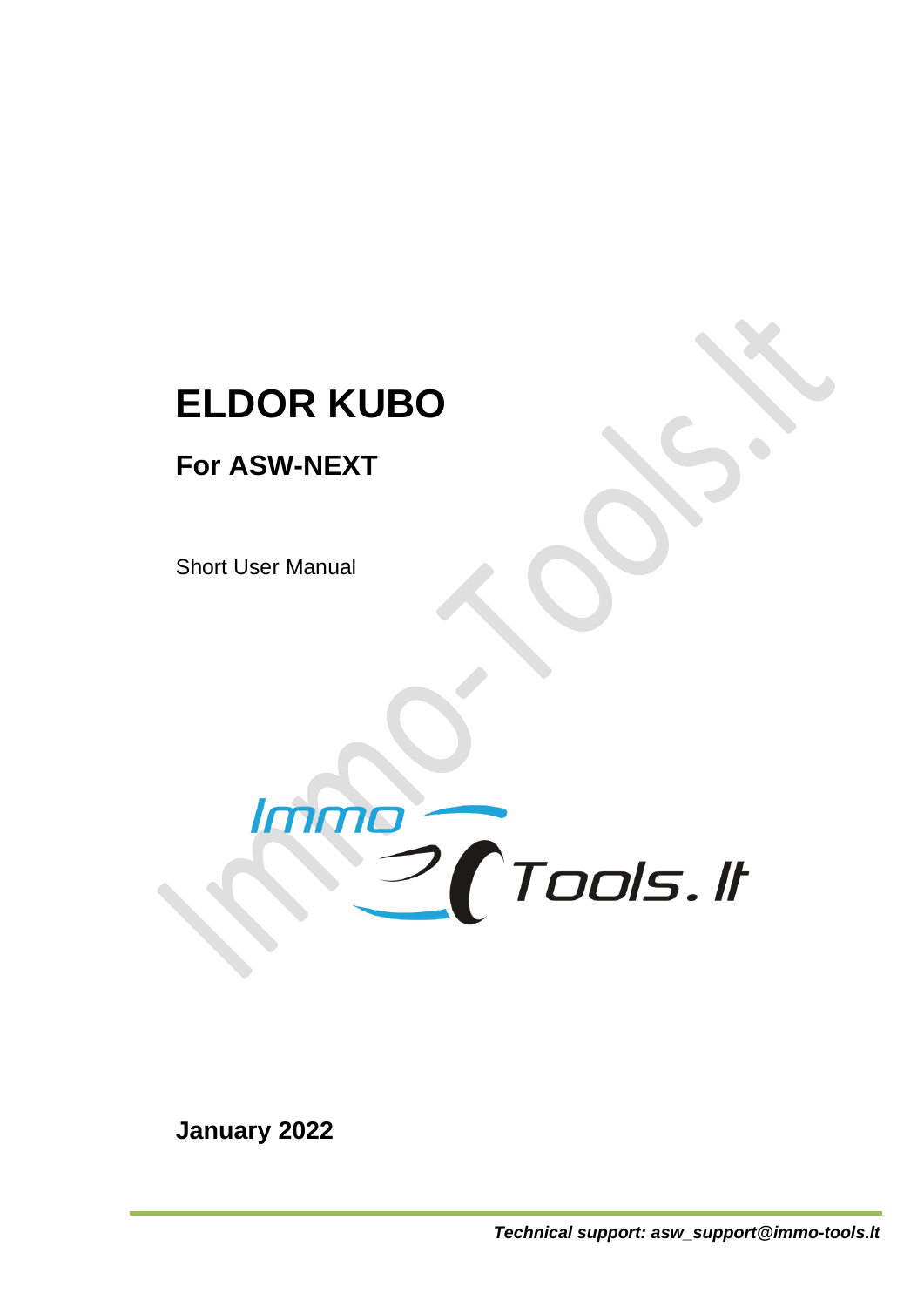# ELDOR KUBO

## For ASW-NEXT

Short User Manual

**January 2022**

***Technical support: asw_support@immo-tools.lt***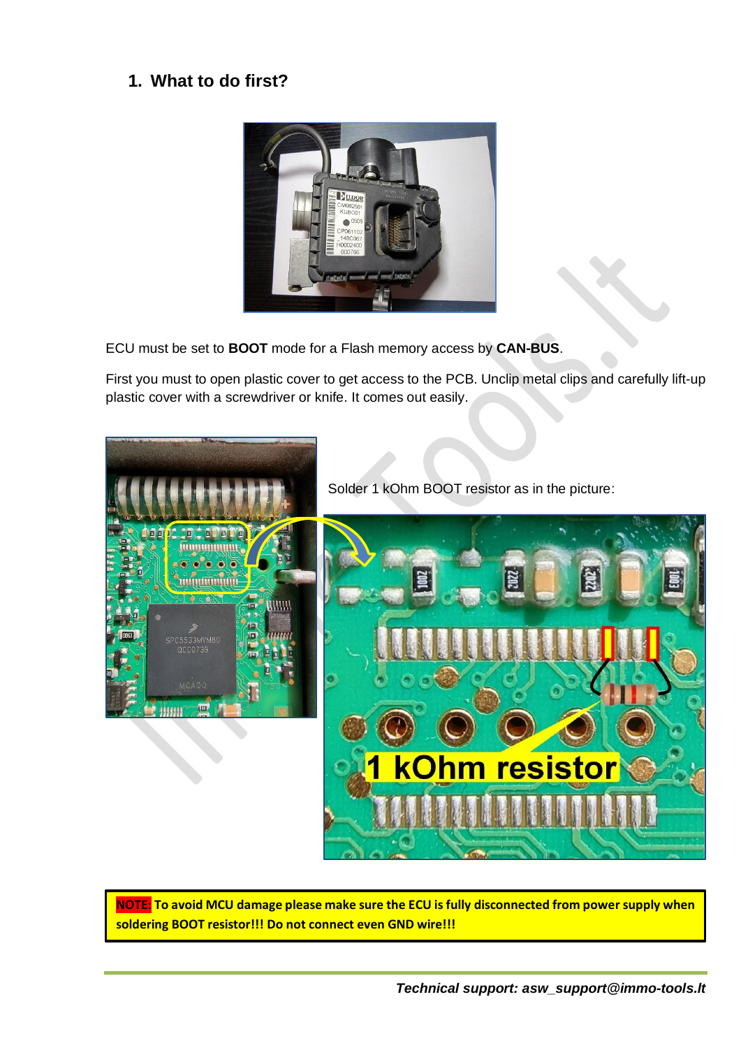## 1. What to do first?

ECU must be set to **BOOT** mode for a Flash memory access by **CAN-BUS**.

First you must to open plastic cover to get access to the PCB. Unclip metal clips and carefully lift-up plastic cover with a screwdriver or knife. It comes out easily.

Solder 1 kOhm BOOT resistor as in the picture:

**NOTE: To avoid MCU damage please make sure the ECU is fully disconnected from power supply when soldering BOOT resistor!!! Do not connect even GND wire!!!**

***Technical support: asw_support@immo-tools.lt***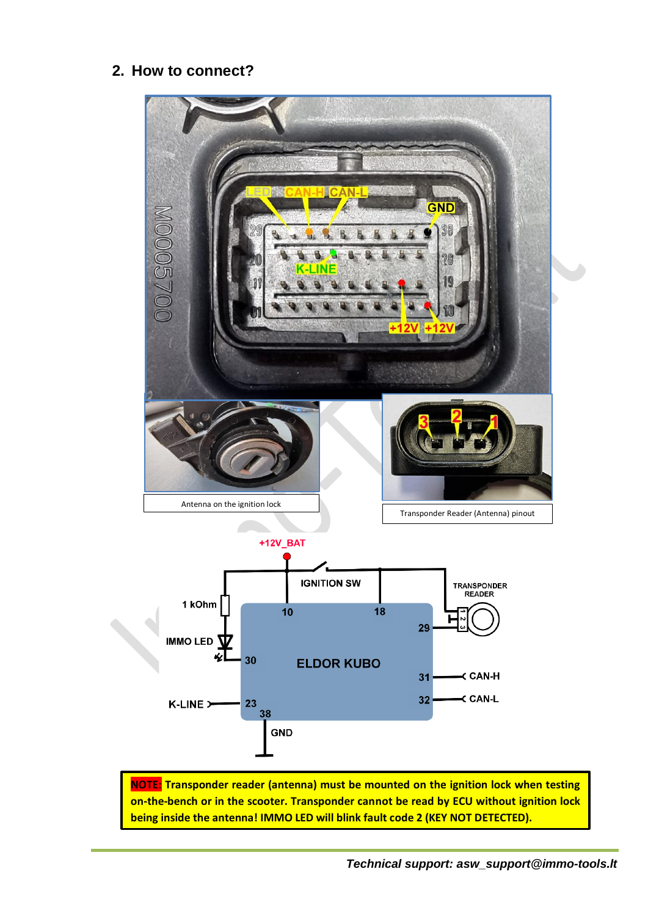## 2. How to connect?

Antenna on the ignition lock

Transponder Reader (Antenna) pinout

**NOTE: Transponder reader (antenna) must be mounted on the ignition lock when testing on-the-bench or in the scooter. Transponder cannot be read by ECU without ignition lock being inside the antenna! IMMO LED will blink fault code 2 (KEY NOT DETECTED).**

***Technical support: asw_support@immo-tools.lt***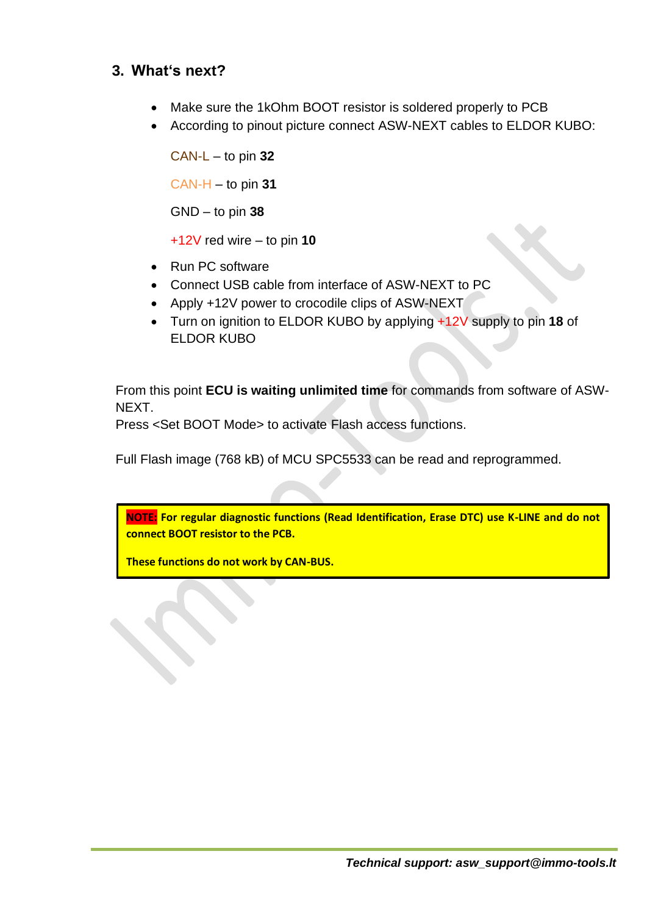## 3. What‘s next?

- Make sure the 1kOhm BOOT resistor is soldered properly to PCB
- According to pinout picture connect ASW-NEXT cables to ELDOR KUBO:

  CAN-L – to pin **32**

  CAN-H – to pin **31**

  GND – to pin **38**

  +12V red wire – to pin **10**

- Run PC software
- Connect USB cable from interface of ASW-NEXT to PC
- Apply +12V power to crocodile clips of ASW-NEXT
- Turn on ignition to ELDOR KUBO by applying +12V supply to pin **18** of ELDOR KUBO

From this point **ECU is waiting unlimited time** for commands from software of ASW-NEXT.
Press <Set BOOT Mode> to activate Flash access functions.

Full Flash image (768 kB) of MCU SPC5533 can be read and reprogrammed.

> **NOTE: For regular diagnostic functions (Read Identification, Erase DTC) use K-LINE and do not connect BOOT resistor to the PCB.**
>
> **These functions do not work by CAN-BUS.**

***Technical support: asw_support@immo-tools.lt***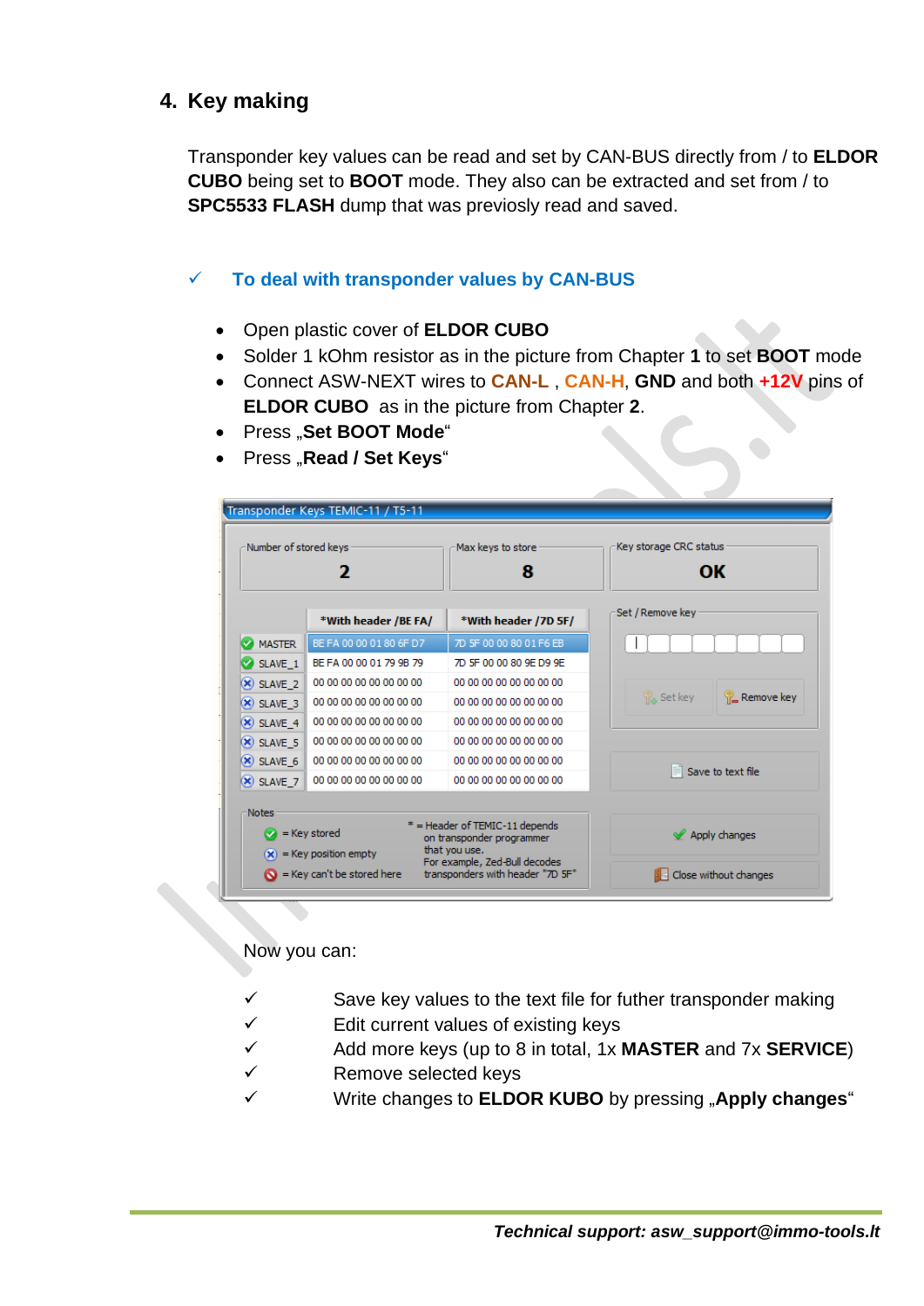## 4. Key making

Transponder key values can be read and set by CAN-BUS directly from / to **ELDOR CUBO** being set to **BOOT** mode. They also can be extracted and set from / to **SPC5533 FLASH** dump that was previosly read and saved.

### ✓ To deal with transponder values by CAN-BUS

- Open plastic cover of **ELDOR CUBO**
- Solder 1 kOhm resistor as in the picture from Chapter **1** to set **BOOT** mode
- Connect ASW-NEXT wires to **CAN-L** , **CAN-H**, **GND** and both **+12V** pins of **ELDOR CUBO** as in the picture from Chapter **2**.
- Press „**Set BOOT Mode**“
- Press „**Read / Set Keys**“

Transponder Keys TEMIC-11 / T5-11

| Number of stored keys | Max keys to store | Key storage CRC status |
|---|---|---|
| 2 | 8 | OK |

| | *With header /BE FA/ | *With header /7D 5F/ |
|---|---|---|
| MASTER | BE FA 00 00 01 80 6F D7 | 7D 5F 00 00 80 01 F6 EB |
| SLAVE_1 | BE FA 00 00 01 79 9B 79 | 7D 5F 00 00 80 9E D9 9E |
| SLAVE_2 | 00 00 00 00 00 00 00 00 | 00 00 00 00 00 00 00 00 |
| SLAVE_3 | 00 00 00 00 00 00 00 00 | 00 00 00 00 00 00 00 00 |
| SLAVE_4 | 00 00 00 00 00 00 00 00 | 00 00 00 00 00 00 00 00 |
| SLAVE_5 | 00 00 00 00 00 00 00 00 | 00 00 00 00 00 00 00 00 |
| SLAVE_6 | 00 00 00 00 00 00 00 00 | 00 00 00 00 00 00 00 00 |
| SLAVE_7 | 00 00 00 00 00 00 00 00 | 00 00 00 00 00 00 00 00 |

Set / Remove key — Set key | Remove key

Save to text file

Apply changes

Close without changes

Notes
- = Key stored
- = Key position empty
- = Key can't be stored here

* = Header of TEMIC-11 depends on transponder programmer that you use. For example, Zed-Bull decodes transponders with header "7D 5F"

Now you can:

- ✓ Save key values to the text file for futher transponder making
- ✓ Edit current values of existing keys
- ✓ Add more keys (up to 8 in total, 1x **MASTER** and 7x **SERVICE**)
- ✓ Remove selected keys
- ✓ Write changes to **ELDOR KUBO** by pressing „**Apply changes**“

***Technical support: asw_support@immo-tools.lt***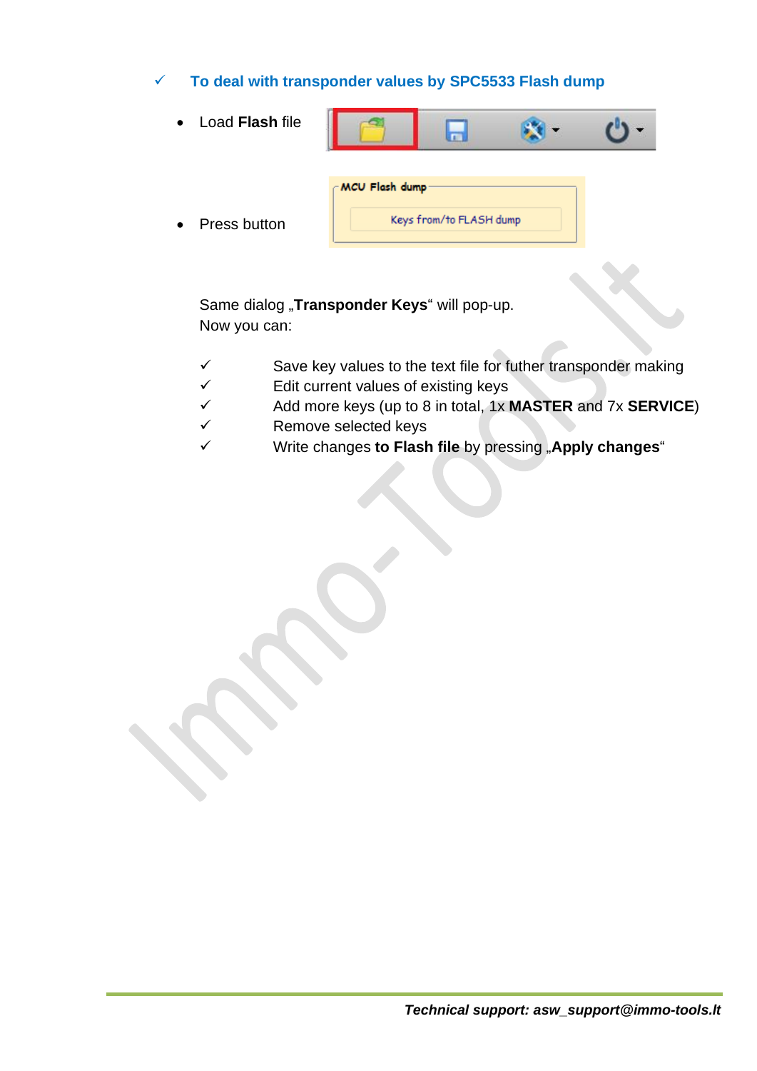## ✓ To deal with transponder values by SPC5533 Flash dump

- Load **Flash** file
- Press button

MCU Flash dump

Keys from/to FLASH dump

Same dialog „**Transponder Keys**“ will pop-up.
Now you can:

- ✓ Save key values to the text file for futher transponder making
- ✓ Edit current values of existing keys
- ✓ Add more keys (up to 8 in total, 1x **MASTER** and 7x **SERVICE**)
- ✓ Remove selected keys
- ✓ Write changes **to Flash file** by pressing „**Apply changes**“